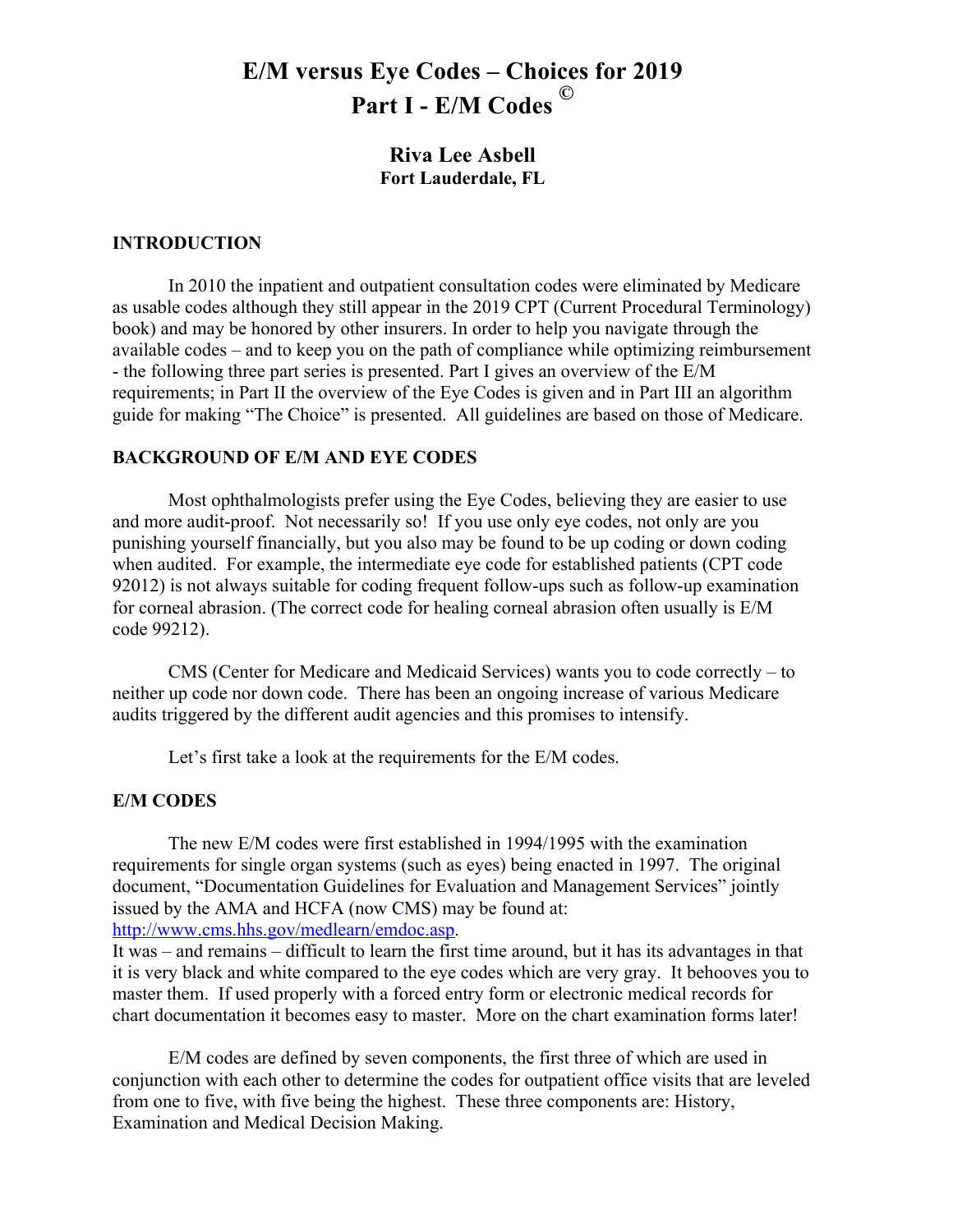# E/M versus Eye Codes – Choices for 2019
# Part I - E/M Codes ©

**Riva Lee Asbell**
**Fort Lauderdale, FL**

## INTRODUCTION

In 2010 the inpatient and outpatient consultation codes were eliminated by Medicare as usable codes although they still appear in the 2019 CPT (Current Procedural Terminology) book) and may be honored by other insurers. In order to help you navigate through the available codes – and to keep you on the path of compliance while optimizing reimbursement - the following three part series is presented. Part I gives an overview of the E/M requirements; in Part II the overview of the Eye Codes is given and in Part III an algorithm guide for making "The Choice" is presented. All guidelines are based on those of Medicare.

## BACKGROUND OF E/M AND EYE CODES

Most ophthalmologists prefer using the Eye Codes, believing they are easier to use and more audit-proof. Not necessarily so! If you use only eye codes, not only are you punishing yourself financially, but you also may be found to be up coding or down coding when audited. For example, the intermediate eye code for established patients (CPT code 92012) is not always suitable for coding frequent follow-ups such as follow-up examination for corneal abrasion. (The correct code for healing corneal abrasion often usually is E/M code 99212).

CMS (Center for Medicare and Medicaid Services) wants you to code correctly – to neither up code nor down code. There has been an ongoing increase of various Medicare audits triggered by the different audit agencies and this promises to intensify.

Let's first take a look at the requirements for the E/M codes.

## E/M CODES

The new E/M codes were first established in 1994/1995 with the examination requirements for single organ systems (such as eyes) being enacted in 1997. The original document, "Documentation Guidelines for Evaluation and Management Services" jointly issued by the AMA and HCFA (now CMS) may be found at: [http://www.cms.hhs.gov/medlearn/emdoc.asp](http://www.cms.hhs.gov/medlearn/emdoc.asp).
It was – and remains – difficult to learn the first time around, but it has its advantages in that it is very black and white compared to the eye codes which are very gray. It behooves you to master them. If used properly with a forced entry form or electronic medical records for chart documentation it becomes easy to master. More on the chart examination forms later!

E/M codes are defined by seven components, the first three of which are used in conjunction with each other to determine the codes for outpatient office visits that are leveled from one to five, with five being the highest. These three components are: History, Examination and Medical Decision Making.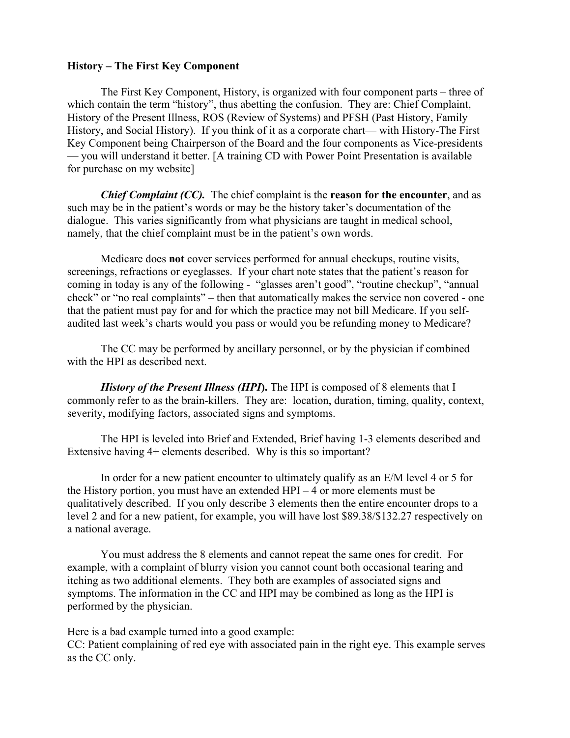**History – The First Key Component**

The First Key Component, History, is organized with four component parts – three of which contain the term "history", thus abetting the confusion. They are: Chief Complaint, History of the Present Illness, ROS (Review of Systems) and PFSH (Past History, Family History, and Social History). If you think of it as a corporate chart— with History-The First Key Component being Chairperson of the Board and the four components as Vice-presidents — you will understand it better. [A training CD with Power Point Presentation is available for purchase on my website]

***Chief Complaint (CC).*** The chief complaint is the **reason for the encounter**, and as such may be in the patient's words or may be the history taker's documentation of the dialogue. This varies significantly from what physicians are taught in medical school, namely, that the chief complaint must be in the patient's own words.

Medicare does **not** cover services performed for annual checkups, routine visits, screenings, refractions or eyeglasses. If your chart note states that the patient's reason for coming in today is any of the following - "glasses aren't good", "routine checkup", "annual check" or "no real complaints" – then that automatically makes the service non covered - one that the patient must pay for and for which the practice may not bill Medicare. If you self-audited last week's charts would you pass or would you be refunding money to Medicare?

The CC may be performed by ancillary personnel, or by the physician if combined with the HPI as described next.

***History of the Present Illness (HPI*).** The HPI is composed of 8 elements that I commonly refer to as the brain-killers. They are: location, duration, timing, quality, context, severity, modifying factors, associated signs and symptoms.

The HPI is leveled into Brief and Extended, Brief having 1-3 elements described and Extensive having 4+ elements described. Why is this so important?

In order for a new patient encounter to ultimately qualify as an E/M level 4 or 5 for the History portion, you must have an extended HPI – 4 or more elements must be qualitatively described. If you only describe 3 elements then the entire encounter drops to a level 2 and for a new patient, for example, you will have lost $89.38/$132.27 respectively on a national average.

You must address the 8 elements and cannot repeat the same ones for credit. For example, with a complaint of blurry vision you cannot count both occasional tearing and itching as two additional elements. They both are examples of associated signs and symptoms. The information in the CC and HPI may be combined as long as the HPI is performed by the physician.

Here is a bad example turned into a good example:
CC: Patient complaining of red eye with associated pain in the right eye. This example serves as the CC only.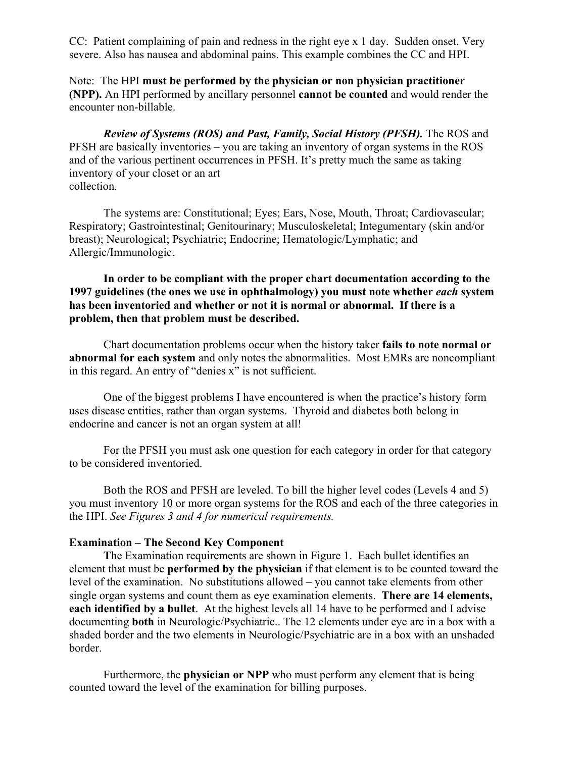CC: Patient complaining of pain and redness in the right eye x 1 day. Sudden onset. Very severe. Also has nausea and abdominal pains. This example combines the CC and HPI.

Note: The HPI **must be performed by the physician or non physician practitioner (NPP).** An HPI performed by ancillary personnel **cannot be counted** and would render the encounter non-billable.

***Review of Systems (ROS) and Past, Family, Social History (PFSH).*** The ROS and PFSH are basically inventories – you are taking an inventory of organ systems in the ROS and of the various pertinent occurrences in PFSH. It's pretty much the same as taking inventory of your closet or an art collection.

The systems are: Constitutional; Eyes; Ears, Nose, Mouth, Throat; Cardiovascular; Respiratory; Gastrointestinal; Genitourinary; Musculoskeletal; Integumentary (skin and/or breast); Neurological; Psychiatric; Endocrine; Hematologic/Lymphatic; and Allergic/Immunologic.

**In order to be compliant with the proper chart documentation according to the 1997 guidelines (the ones we use in ophthalmology) you must note whether *each* system has been inventoried and whether or not it is normal or abnormal. If there is a problem, then that problem must be described.**

Chart documentation problems occur when the history taker **fails to note normal or abnormal for each system** and only notes the abnormalities. Most EMRs are noncompliant in this regard. An entry of "denies x" is not sufficient.

One of the biggest problems I have encountered is when the practice's history form uses disease entities, rather than organ systems. Thyroid and diabetes both belong in endocrine and cancer is not an organ system at all!

For the PFSH you must ask one question for each category in order for that category to be considered inventoried.

Both the ROS and PFSH are leveled. To bill the higher level codes (Levels 4 and 5) you must inventory 10 or more organ systems for the ROS and each of the three categories in the HPI. *See Figures 3 and 4 for numerical requirements.*

**Examination – The Second Key Component**

**T**he Examination requirements are shown in Figure 1. Each bullet identifies an element that must be **performed by the physician** if that element is to be counted toward the level of the examination. No substitutions allowed – you cannot take elements from other single organ systems and count them as eye examination elements. **There are 14 elements, each identified by a bullet**. At the highest levels all 14 have to be performed and I advise documenting **both** in Neurologic/Psychiatric.. The 12 elements under eye are in a box with a shaded border and the two elements in Neurologic/Psychiatric are in a box with an unshaded border.

Furthermore, the **physician or NPP** who must perform any element that is being counted toward the level of the examination for billing purposes.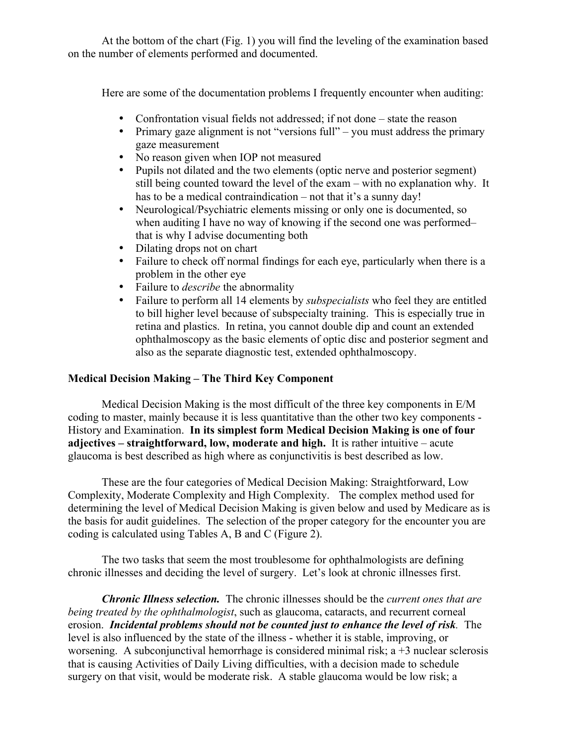At the bottom of the chart (Fig. 1) you will find the leveling of the examination based on the number of elements performed and documented.

Here are some of the documentation problems I frequently encounter when auditing:

- Confrontation visual fields not addressed; if not done – state the reason
- Primary gaze alignment is not "versions full" – you must address the primary gaze measurement
- No reason given when IOP not measured
- Pupils not dilated and the two elements (optic nerve and posterior segment) still being counted toward the level of the exam – with no explanation why. It has to be a medical contraindication – not that it's a sunny day!
- Neurological/Psychiatric elements missing or only one is documented, so when auditing I have no way of knowing if the second one was performed– that is why I advise documenting both
- Dilating drops not on chart
- Failure to check off normal findings for each eye, particularly when there is a problem in the other eye
- Failure to *describe* the abnormality
- Failure to perform all 14 elements by *subspecialists* who feel they are entitled to bill higher level because of subspecialty training. This is especially true in retina and plastics. In retina, you cannot double dip and count an extended ophthalmoscopy as the basic elements of optic disc and posterior segment and also as the separate diagnostic test, extended ophthalmoscopy.

**Medical Decision Making – The Third Key Component**

Medical Decision Making is the most difficult of the three key components in E/M coding to master, mainly because it is less quantitative than the other two key components - History and Examination. **In its simplest form Medical Decision Making is one of four adjectives – straightforward, low, moderate and high.** It is rather intuitive – acute glaucoma is best described as high where as conjunctivitis is best described as low.

These are the four categories of Medical Decision Making: Straightforward, Low Complexity, Moderate Complexity and High Complexity. The complex method used for determining the level of Medical Decision Making is given below and used by Medicare as is the basis for audit guidelines. The selection of the proper category for the encounter you are coding is calculated using Tables A, B and C (Figure 2).

The two tasks that seem the most troublesome for ophthalmologists are defining chronic illnesses and deciding the level of surgery. Let's look at chronic illnesses first.

***Chronic Illness selection.*** The chronic illnesses should be the *current ones that are being treated by the ophthalmologist*, such as glaucoma, cataracts, and recurrent corneal erosion. ***Incidental problems should not be counted just to enhance the level of risk*.** The level is also influenced by the state of the illness - whether it is stable, improving, or worsening. A subconjunctival hemorrhage is considered minimal risk; a +3 nuclear sclerosis that is causing Activities of Daily Living difficulties, with a decision made to schedule surgery on that visit, would be moderate risk. A stable glaucoma would be low risk; a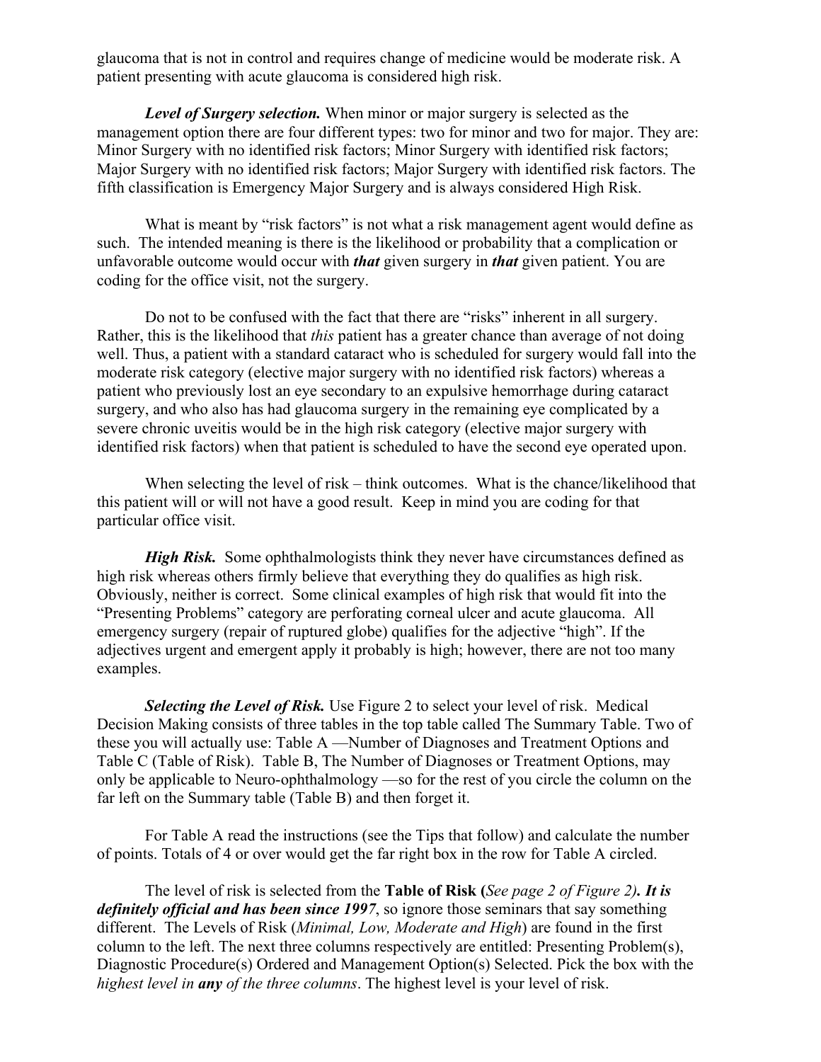glaucoma that is not in control and requires change of medicine would be moderate risk. A patient presenting with acute glaucoma is considered high risk.

***Level of Surgery selection.*** When minor or major surgery is selected as the management option there are four different types: two for minor and two for major. They are: Minor Surgery with no identified risk factors; Minor Surgery with identified risk factors; Major Surgery with no identified risk factors; Major Surgery with identified risk factors. The fifth classification is Emergency Major Surgery and is always considered High Risk.

What is meant by "risk factors" is not what a risk management agent would define as such. The intended meaning is there is the likelihood or probability that a complication or unfavorable outcome would occur with ***that*** given surgery in ***that*** given patient. You are coding for the office visit, not the surgery.

Do not to be confused with the fact that there are "risks" inherent in all surgery. Rather, this is the likelihood that *this* patient has a greater chance than average of not doing well. Thus, a patient with a standard cataract who is scheduled for surgery would fall into the moderate risk category (elective major surgery with no identified risk factors) whereas a patient who previously lost an eye secondary to an expulsive hemorrhage during cataract surgery, and who also has had glaucoma surgery in the remaining eye complicated by a severe chronic uveitis would be in the high risk category (elective major surgery with identified risk factors) when that patient is scheduled to have the second eye operated upon.

When selecting the level of risk – think outcomes. What is the chance/likelihood that this patient will or will not have a good result. Keep in mind you are coding for that particular office visit.

***High Risk.*** Some ophthalmologists think they never have circumstances defined as high risk whereas others firmly believe that everything they do qualifies as high risk. Obviously, neither is correct. Some clinical examples of high risk that would fit into the "Presenting Problems" category are perforating corneal ulcer and acute glaucoma. All emergency surgery (repair of ruptured globe) qualifies for the adjective "high". If the adjectives urgent and emergent apply it probably is high; however, there are not too many examples.

***Selecting the Level of Risk.*** Use Figure 2 to select your level of risk. Medical Decision Making consists of three tables in the top table called The Summary Table. Two of these you will actually use: Table A —Number of Diagnoses and Treatment Options and Table C (Table of Risk). Table B, The Number of Diagnoses or Treatment Options, may only be applicable to Neuro-ophthalmology —so for the rest of you circle the column on the far left on the Summary table (Table B) and then forget it.

For Table A read the instructions (see the Tips that follow) and calculate the number of points. Totals of 4 or over would get the far right box in the row for Table A circled.

The level of risk is selected from the **Table of Risk (***See page 2 of Figure 2***)*****. It is definitely official and has been since 1997***, so ignore those seminars that say something different. The Levels of Risk (*Minimal, Low, Moderate and High*) are found in the first column to the left. The next three columns respectively are entitled: Presenting Problem(s), Diagnostic Procedure(s) Ordered and Management Option(s) Selected. Pick the box with the *highest level in* ***any*** *of the three columns*. The highest level is your level of risk.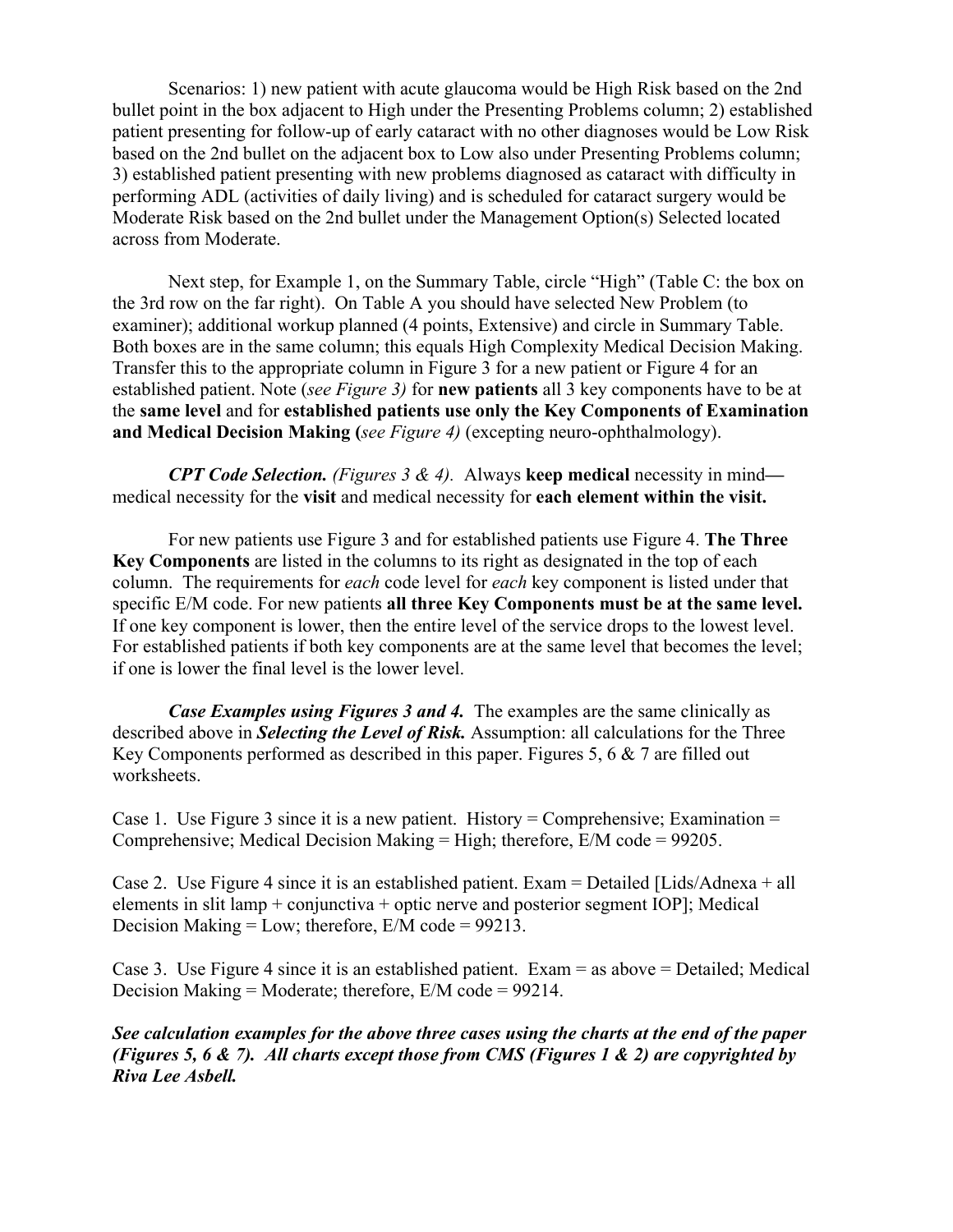Scenarios: 1) new patient with acute glaucoma would be High Risk based on the 2nd bullet point in the box adjacent to High under the Presenting Problems column; 2) established patient presenting for follow-up of early cataract with no other diagnoses would be Low Risk based on the 2nd bullet on the adjacent box to Low also under Presenting Problems column; 3) established patient presenting with new problems diagnosed as cataract with difficulty in performing ADL (activities of daily living) and is scheduled for cataract surgery would be Moderate Risk based on the 2nd bullet under the Management Option(s) Selected located across from Moderate.

Next step, for Example 1, on the Summary Table, circle “High” (Table C: the box on the 3rd row on the far right). On Table A you should have selected New Problem (to examiner); additional workup planned (4 points, Extensive) and circle in Summary Table. Both boxes are in the same column; this equals High Complexity Medical Decision Making. Transfer this to the appropriate column in Figure 3 for a new patient or Figure 4 for an established patient. Note (*see Figure 3)* for **new patients** all 3 key components have to be at the **same level** and for **established patients use only the Key Components of Examination and Medical Decision Making (***see Figure 4)* (excepting neuro-ophthalmology).

***CPT Code Selection.*** *(Figures 3 & 4).* Always **keep medical** necessity in mind**—** medical necessity for the **visit** and medical necessity for **each element within the visit.**

For new patients use Figure 3 and for established patients use Figure 4. **The Three Key Components** are listed in the columns to its right as designated in the top of each column. The requirements for *each* code level for *each* key component is listed under that specific E/M code. For new patients **all three Key Components must be at the same level.** If one key component is lower, then the entire level of the service drops to the lowest level. For established patients if both key components are at the same level that becomes the level; if one is lower the final level is the lower level.

***Case Examples using Figures 3 and 4.*** The examples are the same clinically as described above in ***Selecting the Level of Risk.*** Assumption: all calculations for the Three Key Components performed as described in this paper. Figures 5, 6 & 7 are filled out worksheets.

Case 1. Use Figure 3 since it is a new patient. History = Comprehensive; Examination = Comprehensive; Medical Decision Making = High; therefore, E/M code = 99205.

Case 2. Use Figure 4 since it is an established patient. Exam = Detailed [Lids/Adnexa + all elements in slit lamp + conjunctiva + optic nerve and posterior segment IOP]; Medical Decision Making = Low; therefore, E/M code = 99213.

Case 3. Use Figure 4 since it is an established patient. Exam = as above = Detailed; Medical Decision Making = Moderate; therefore, E/M code = 99214.

***See calculation examples for the above three cases using the charts at the end of the paper (Figures 5, 6 & 7). All charts except those from CMS (Figures 1 & 2) are copyrighted by Riva Lee Asbell.***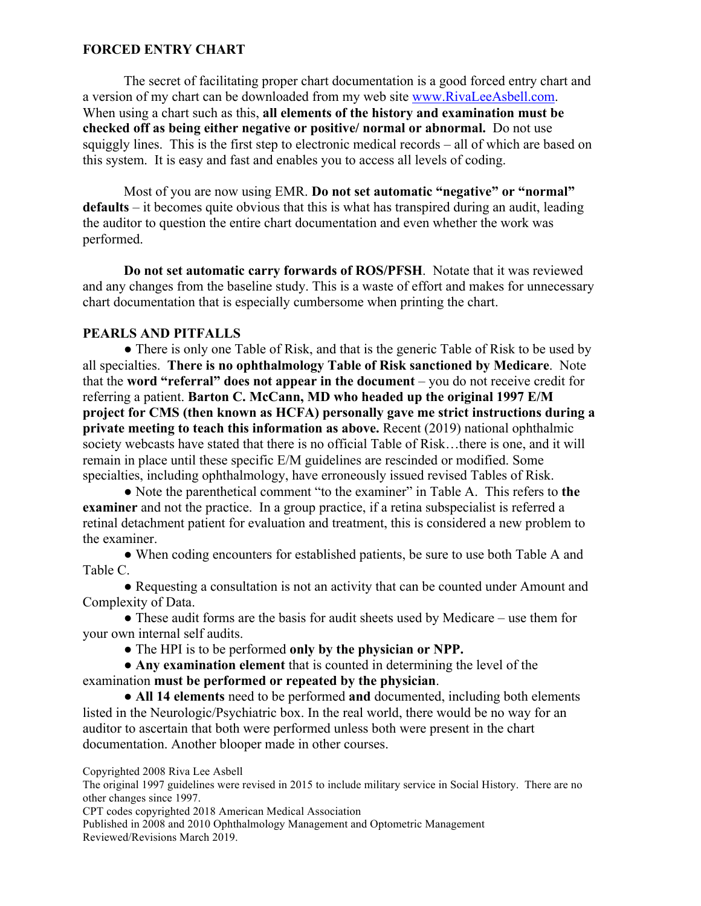**FORCED ENTRY CHART**

The secret of facilitating proper chart documentation is a good forced entry chart and a version of my chart can be downloaded from my web site [www.RivaLeeAsbell.com](http://www.RivaLeeAsbell.com). When using a chart such as this, **all elements of the history and examination must be checked off as being either negative or positive/ normal or abnormal.** Do not use squiggly lines. This is the first step to electronic medical records – all of which are based on this system. It is easy and fast and enables you to access all levels of coding.

Most of you are now using EMR. **Do not set automatic "negative" or "normal" defaults** – it becomes quite obvious that this is what has transpired during an audit, leading the auditor to question the entire chart documentation and even whether the work was performed.

**Do not set automatic carry forwards of ROS/PFSH**. Notate that it was reviewed and any changes from the baseline study. This is a waste of effort and makes for unnecessary chart documentation that is especially cumbersome when printing the chart.

**PEARLS AND PITFALLS**

- There is only one Table of Risk, and that is the generic Table of Risk to be used by all specialties. **There is no ophthalmology Table of Risk sanctioned by Medicare**. Note that the **word "referral" does not appear in the document** – you do not receive credit for referring a patient. **Barton C. McCann, MD who headed up the original 1997 E/M project for CMS (then known as HCFA) personally gave me strict instructions during a private meeting to teach this information as above.** Recent (2019) national ophthalmic society webcasts have stated that there is no official Table of Risk…there is one, and it will remain in place until these specific E/M guidelines are rescinded or modified. Some specialties, including ophthalmology, have erroneously issued revised Tables of Risk.
- Note the parenthetical comment "to the examiner" in Table A. This refers to **the examiner** and not the practice. In a group practice, if a retina subspecialist is referred a retinal detachment patient for evaluation and treatment, this is considered a new problem to the examiner.
- When coding encounters for established patients, be sure to use both Table A and Table C.
- Requesting a consultation is not an activity that can be counted under Amount and Complexity of Data.
- These audit forms are the basis for audit sheets used by Medicare – use them for your own internal self audits.
- The HPI is to be performed **only by the physician or NPP.**
- **Any examination element** that is counted in determining the level of the examination **must be performed or repeated by the physician**.
- **All 14 elements** need to be performed **and** documented, including both elements listed in the Neurologic/Psychiatric box. In the real world, there would be no way for an auditor to ascertain that both were performed unless both were present in the chart documentation. Another blooper made in other courses.

Copyrighted 2008 Riva Lee Asbell
The original 1997 guidelines were revised in 2015 to include military service in Social History. There are no other changes since 1997.
CPT codes copyrighted 2018 American Medical Association
Published in 2008 and 2010 Ophthalmology Management and Optometric Management
Reviewed/Revisions March 2019.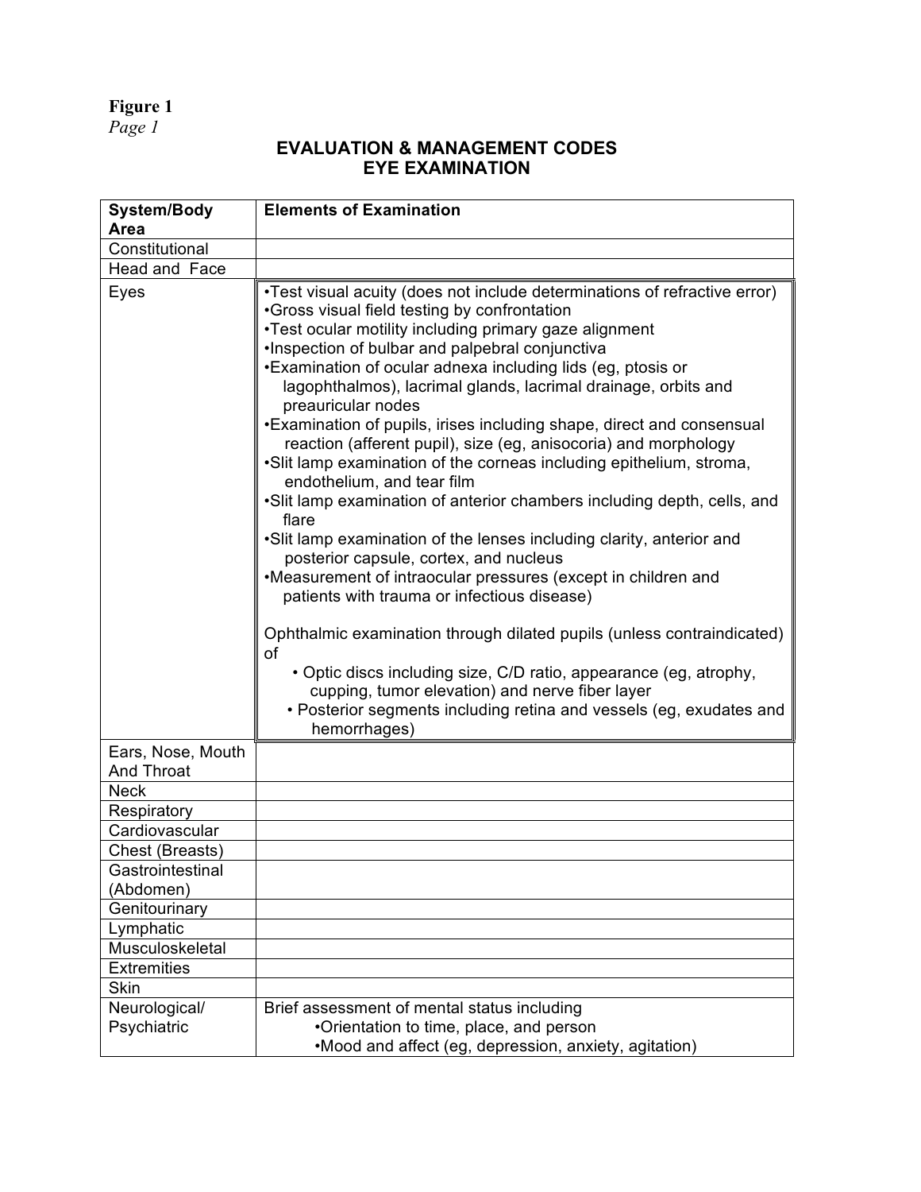**Figure 1**
*Page 1*

## EVALUATION & MANAGEMENT CODES
## EYE EXAMINATION

| System/Body Area | Elements of Examination |
|---|---|
| Constitutional | |
| Head and Face | |
| Eyes | •Test visual acuity (does not include determinations of refractive error)<br>•Gross visual field testing by confrontation<br>•Test ocular motility including primary gaze alignment<br>•Inspection of bulbar and palpebral conjunctiva<br>•Examination of ocular adnexa including lids (eg, ptosis or lagophthalmos), lacrimal glands, lacrimal drainage, orbits and preauricular nodes<br>•Examination of pupils, irises including shape, direct and consensual reaction (afferent pupil), size (eg, anisocoria) and morphology<br>•Slit lamp examination of the corneas including epithelium, stroma, endothelium, and tear film<br>•Slit lamp examination of anterior chambers including depth, cells, and flare<br>•Slit lamp examination of the lenses including clarity, anterior and posterior capsule, cortex, and nucleus<br>•Measurement of intraocular pressures (except in children and patients with trauma or infectious disease)<br><br>Ophthalmic examination through dilated pupils (unless contraindicated) of<br>• Optic discs including size, C/D ratio, appearance (eg, atrophy, cupping, tumor elevation) and nerve fiber layer<br>• Posterior segments including retina and vessels (eg, exudates and hemorrhages) |
| Ears, Nose, Mouth And Throat | |
| Neck | |
| Respiratory | |
| Cardiovascular | |
| Chest (Breasts) | |
| Gastrointestinal (Abdomen) | |
| Genitourinary | |
| Lymphatic | |
| Musculoskeletal | |
| Extremities | |
| Skin | |
| Neurological/ Psychiatric | Brief assessment of mental status including<br>•Orientation to time, place, and person<br>•Mood and affect (eg, depression, anxiety, agitation) |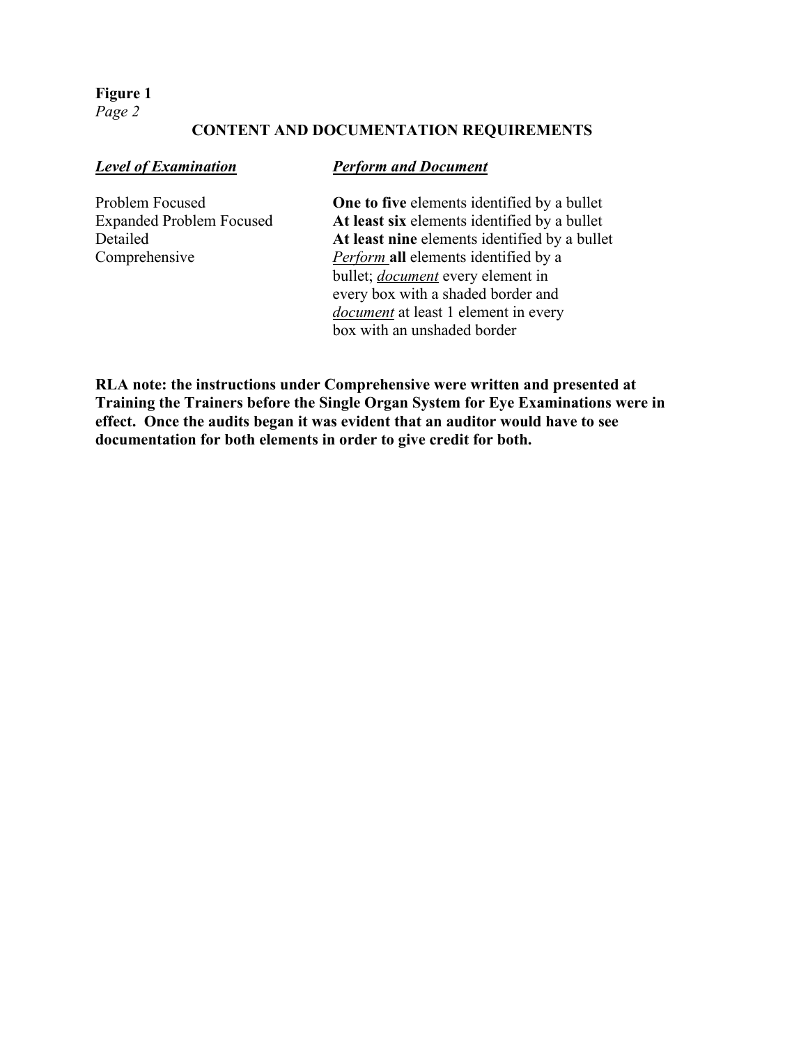**Figure 1**
*Page 2*

## CONTENT AND DOCUMENTATION REQUIREMENTS

| ***Level of Examination*** | ***Perform and Document*** |
| --- | --- |
| Problem Focused | **One to five** elements identified by a bullet |
| Expanded Problem Focused | **At least six** elements identified by a bullet |
| Detailed | **At least nine** elements identified by a bullet |
| Comprehensive | *Perform* **all** elements identified by a bullet; *document* every element in every box with a shaded border and *document* at least 1 element in every box with an unshaded border |

**RLA note: the instructions under Comprehensive were written and presented at Training the Trainers before the Single Organ System for Eye Examinations were in effect. Once the audits began it was evident that an auditor would have to see documentation for both elements in order to give credit for both.**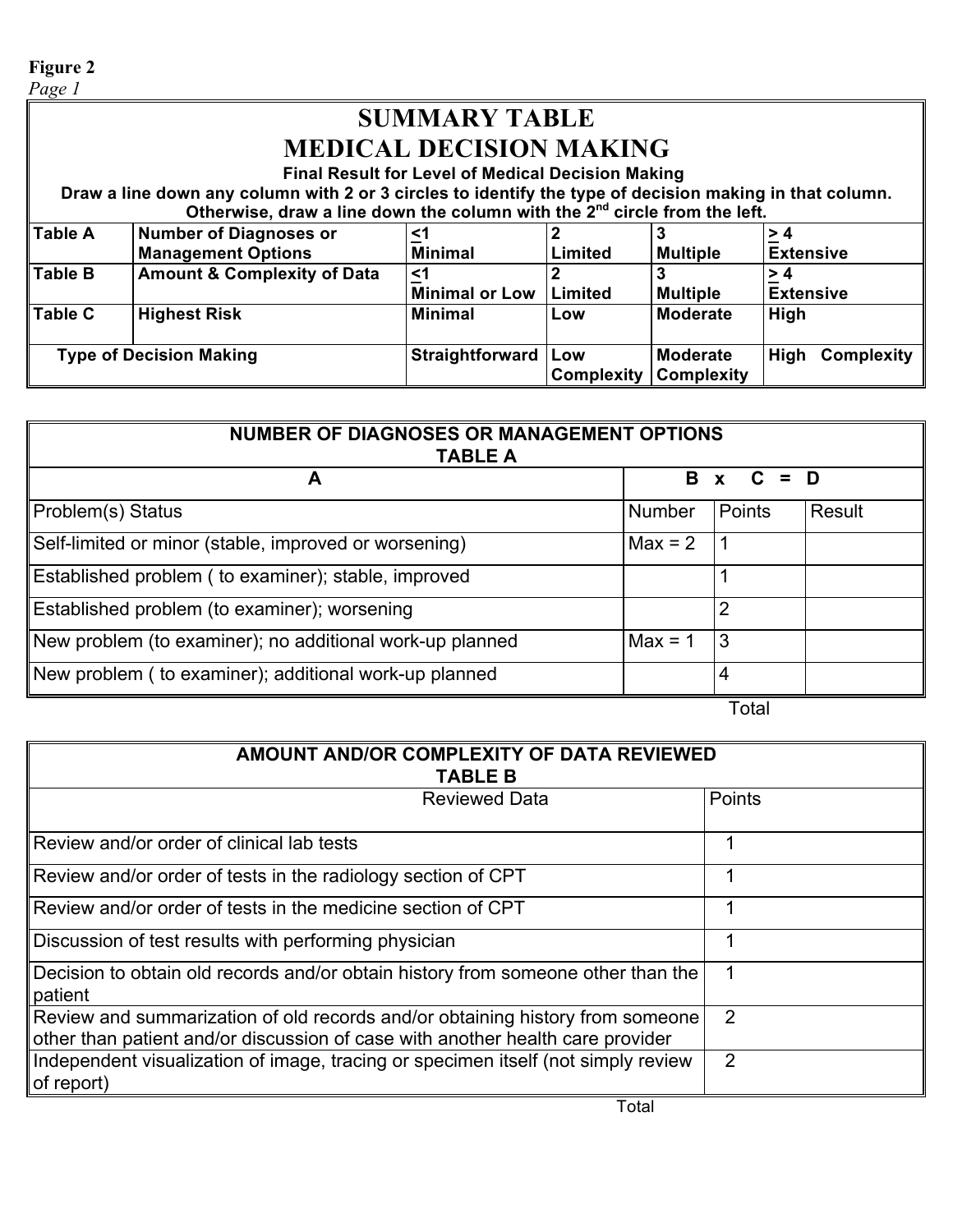**Figure 2**
*Page 1*

# SUMMARY TABLE
# MEDICAL DECISION MAKING

**Final Result for Level of Medical Decision Making**

**Draw a line down any column with 2 or 3 circles to identify the type of decision making in that column. Otherwise, draw a line down the column with the 2nd circle from the left.**

| | | | | | |
|---|---|---|---|---|---|
| **Table A** | **Number of Diagnoses or Management Options** | **≤1 Minimal** | **2 Limited** | **3 Multiple** | **≥ 4 Extensive** |
| **Table B** | **Amount & Complexity of Data** | **≤1 Minimal or Low** | **2 Limited** | **3 Multiple** | **≥ 4 Extensive** |
| **Table C** | **Highest Risk** | **Minimal** | **Low** | **Moderate** | **High** |
| **Type of Decision Making** | | **Straightforward** | **Low Complexity** | **Moderate Complexity** | **High Complexity** |

| **NUMBER OF DIAGNOSES OR MANAGEMENT OPTIONS TABLE A** | | | |
|---|---|---|---|
| **A** | **B x** | **C =** | **D** |
| Problem(s) Status | Number | Points | Result |
| Self-limited or minor (stable, improved or worsening) | Max = 2 | 1 | |
| Established problem ( to examiner); stable, improved | | 1 | |
| Established problem (to examiner); worsening | | 2 | |
| New problem (to examiner); no additional work-up planned | Max = 1 | 3 | |
| New problem ( to examiner); additional work-up planned | | 4 | |
| | | Total | |

| **AMOUNT AND/OR COMPLEXITY OF DATA REVIEWED TABLE B** | |
|---|---|
| Reviewed Data | Points |
| Review and/or order of clinical lab tests | 1 |
| Review and/or order of tests in the radiology section of CPT | 1 |
| Review and/or order of tests in the medicine section of CPT | 1 |
| Discussion of test results with performing physician | 1 |
| Decision to obtain old records and/or obtain history from someone other than the patient | 1 |
| Review and summarization of old records and/or obtaining history from someone other than patient and/or discussion of case with another health care provider | 2 |
| Independent visualization of image, tracing or specimen itself (not simply review of report) | 2 |
| Total | |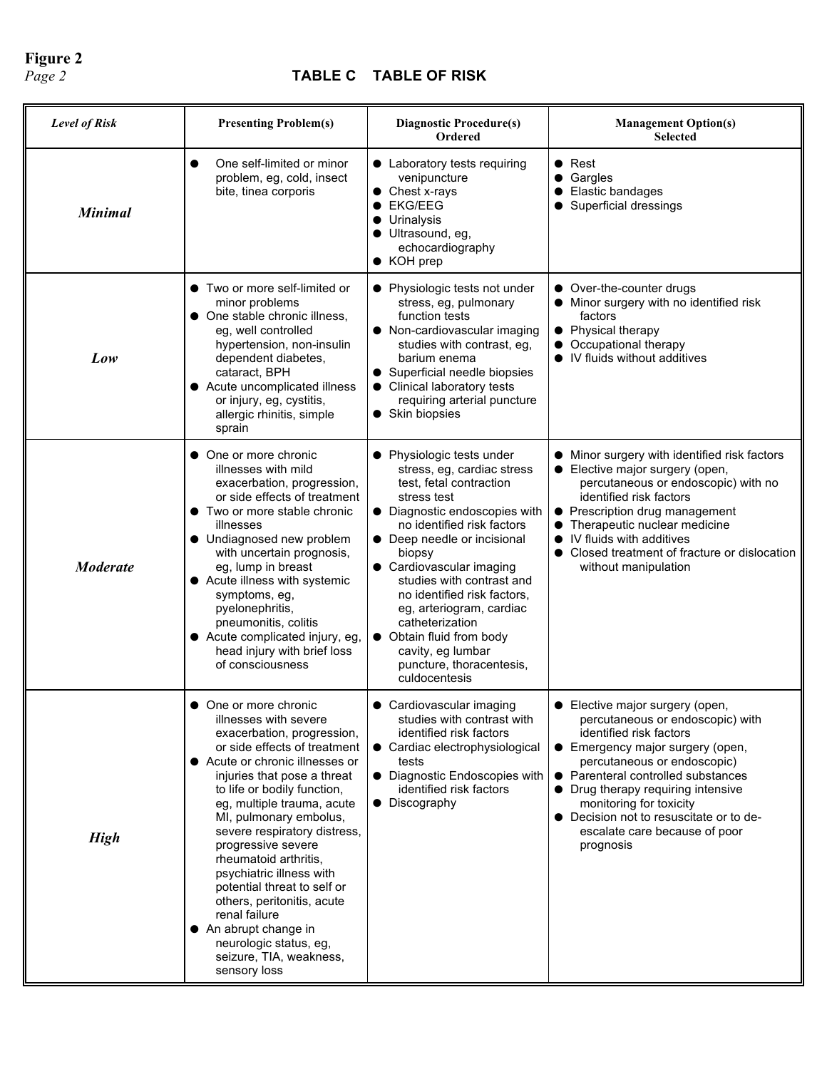**Figure 2**
*Page 2*

## TABLE C TABLE OF RISK

| *Level of Risk* | Presenting Problem(s) | Diagnostic Procedure(s) Ordered | Management Option(s) Selected |
|---|---|---|---|
| ***Minimal*** | • One self-limited or minor problem, eg, cold, insect bite, tinea corporis | • Laboratory tests requiring venipuncture<br>• Chest x-rays<br>• EKG/EEG<br>• Urinalysis<br>• Ultrasound, eg, echocardiography<br>• KOH prep | • Rest<br>• Gargles<br>• Elastic bandages<br>• Superficial dressings |
| ***Low*** | • Two or more self-limited or minor problems<br>• One stable chronic illness, eg, well controlled hypertension, non-insulin dependent diabetes, cataract, BPH<br>• Acute uncomplicated illness or injury, eg, cystitis, allergic rhinitis, simple sprain | • Physiologic tests not under stress, eg, pulmonary function tests<br>• Non-cardiovascular imaging studies with contrast, eg, barium enema<br>• Superficial needle biopsies<br>• Clinical laboratory tests requiring arterial puncture<br>• Skin biopsies | • Over-the-counter drugs<br>• Minor surgery with no identified risk factors<br>• Physical therapy<br>• Occupational therapy<br>• IV fluids without additives |
| ***Moderate*** | • One or more chronic illnesses with mild exacerbation, progression, or side effects of treatment<br>• Two or more stable chronic illnesses<br>• Undiagnosed new problem with uncertain prognosis, eg, lump in breast<br>• Acute illness with systemic symptoms, eg, pyelonephritis, pneumonitis, colitis<br>• Acute complicated injury, eg, head injury with brief loss of consciousness | • Physiologic tests under stress, eg, cardiac stress test, fetal contraction stress test<br>• Diagnostic endoscopies with no identified risk factors<br>• Deep needle or incisional biopsy<br>• Cardiovascular imaging studies with contrast and no identified risk factors, eg, arteriogram, cardiac catheterization<br>• Obtain fluid from body cavity, eg lumbar puncture, thoracentesis, culdocentesis | • Minor surgery with identified risk factors<br>• Elective major surgery (open, percutaneous or endoscopic) with no identified risk factors<br>• Prescription drug management<br>• Therapeutic nuclear medicine<br>• IV fluids with additives<br>• Closed treatment of fracture or dislocation without manipulation |
| ***High*** | • One or more chronic illnesses with severe exacerbation, progression, or side effects of treatment<br>• Acute or chronic illnesses or injuries that pose a threat to life or bodily function, eg, multiple trauma, acute MI, pulmonary embolus, severe respiratory distress, progressive severe rheumatoid arthritis, psychiatric illness with potential threat to self or others, peritonitis, acute renal failure<br>• An abrupt change in neurologic status, eg, seizure, TIA, weakness, sensory loss | • Cardiovascular imaging studies with contrast with identified risk factors<br>• Cardiac electrophysiological tests<br>• Diagnostic Endoscopies with identified risk factors<br>• Discography | • Elective major surgery (open, percutaneous or endoscopic) with identified risk factors<br>• Emergency major surgery (open, percutaneous or endoscopic)<br>• Parenteral controlled substances<br>• Drug therapy requiring intensive monitoring for toxicity<br>• Decision not to resuscitate or to de-escalate care because of poor prognosis |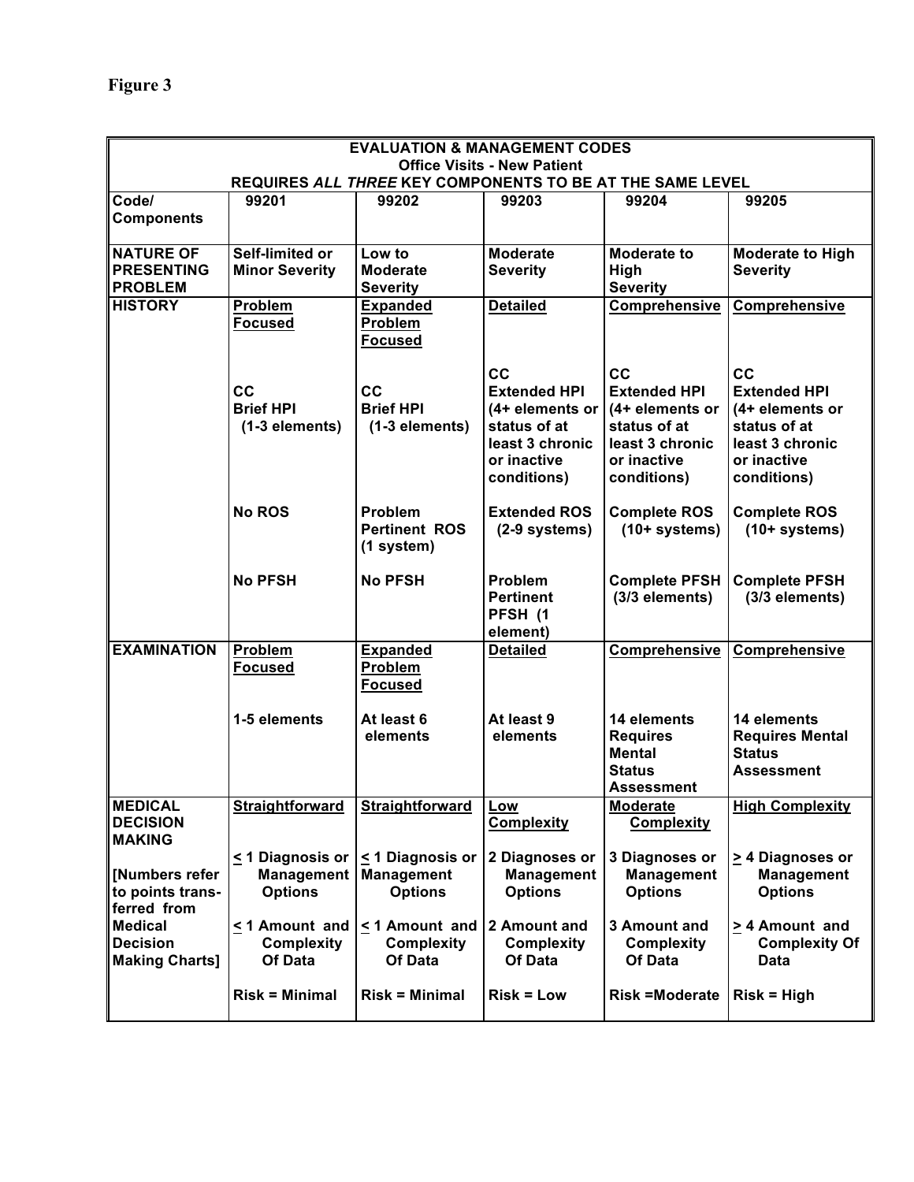**Figure 3**

| EVALUATION & MANAGEMENT CODES<br>Office Visits - New Patient<br>REQUIRES *ALL THREE* KEY COMPONENTS TO BE AT THE SAME LEVEL | | | | | |
|---|---|---|---|---|---|
| **Code/ Components** | **99201** | **99202** | **99203** | **99204** | **99205** |
| **NATURE OF PRESENTING PROBLEM** | **Self-limited or Minor Severity** | **Low to Moderate Severity** | **Moderate Severity** | **Moderate to High Severity** | **Moderate to High Severity** |
| **HISTORY** | **Problem Focused**<br><br>**CC**<br>**Brief HPI (1-3 elements)**<br><br>**No ROS**<br><br>**No PFSH** | **Expanded Problem Focused**<br><br>**CC**<br>**Brief HPI (1-3 elements)**<br><br>**Problem Pertinent ROS (1 system)**<br><br>**No PFSH** | **Detailed**<br><br>**CC**<br>**Extended HPI (4+ elements or status of at least 3 chronic or inactive conditions)**<br><br>**Extended ROS (2-9 systems)**<br><br>**Problem Pertinent PFSH (1 element)** | **Comprehensive**<br><br>**CC**<br>**Extended HPI (4+ elements or status of at least 3 chronic or inactive conditions)**<br><br>**Complete ROS (10+ systems)**<br><br>**Complete PFSH (3/3 elements)** | **Comprehensive**<br><br>**CC**<br>**Extended HPI (4+ elements or status of at least 3 chronic or inactive conditions)**<br><br>**Complete ROS (10+ systems)**<br><br>**Complete PFSH (3/3 elements)** |
| **EXAMINATION** | **Problem Focused**<br><br>**1-5 elements** | **Expanded Problem Focused**<br><br>**At least 6 elements** | **Detailed**<br><br>**At least 9 elements** | **Comprehensive**<br><br>**14 elements Requires Mental Status Assessment** | **Comprehensive**<br><br>**14 elements Requires Mental Status Assessment** |
| **MEDICAL DECISION MAKING**<br><br>**[Numbers refer to points transferred from Medical Decision Making Charts]** | **Straightforward**<br><br>**≤ 1 Diagnosis or Management Options**<br><br>**≤ 1 Amount and Complexity Of Data**<br><br>**Risk = Minimal** | **Straightforward**<br><br>**≤ 1 Diagnosis or Management Options**<br><br>**≤ 1 Amount and Complexity Of Data**<br><br>**Risk = Minimal** | **Low Complexity**<br><br>**2 Diagnoses or Management Options**<br><br>**2 Amount and Complexity Of Data**<br><br>**Risk = Low** | **Moderate Complexity**<br><br>**3 Diagnoses or Management Options**<br><br>**3 Amount and Complexity Of Data**<br><br>**Risk =Moderate** | **High Complexity**<br><br>**≥ 4 Diagnoses or Management Options**<br><br>**≥ 4 Amount and Complexity Of Data**<br><br>**Risk = High** |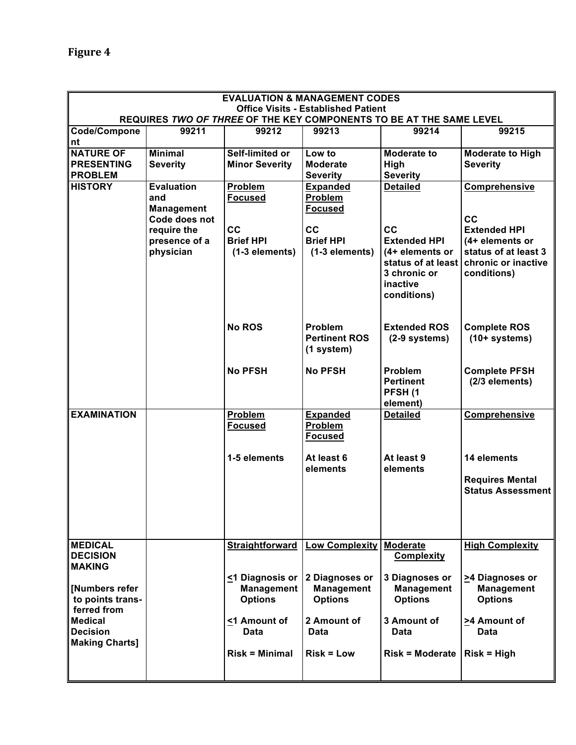# Figure 4

| EVALUATION & MANAGEMENT CODES<br>Office Visits - Established Patient<br>REQUIRES *TWO OF THREE* OF THE KEY COMPONENTS TO BE AT THE SAME LEVEL | | | | | |
|---|---|---|---|---|---|
| **Code/Component** | **99211** | **99212** | **99213** | **99214** | **99215** |
| **NATURE OF PRESENTING PROBLEM** | **Minimal Severity** | **Self-limited or Minor Severity** | **Low to Moderate Severity** | **Moderate to High Severity** | **Moderate to High Severity** |
| **HISTORY** | **Evaluation and Management Code does not require the presence of a physician** | **Problem Focused**<br><br>**CC**<br>**Brief HPI (1-3 elements)**<br><br>**No ROS**<br><br>**No PFSH** | **Expanded Problem Focused**<br><br>**CC**<br>**Brief HPI (1-3 elements)**<br><br>**Problem Pertinent ROS (1 system)**<br><br>**No PFSH** | **Detailed**<br><br>**CC**<br>**Extended HPI (4+ elements or status of at least 3 chronic or inactive conditions)**<br><br>**Extended ROS (2-9 systems)**<br><br>**Problem Pertinent PFSH (1 element)** | **Comprehensive**<br><br>**CC**<br>**Extended HPI (4+ elements or status of at least 3 chronic or inactive conditions)**<br><br>**Complete ROS (10+ systems)**<br><br>**Complete PFSH (2/3 elements)** |
| **EXAMINATION** | | **Problem Focused**<br><br>**1-5 elements** | **Expanded Problem Focused**<br><br>**At least 6 elements** | **Detailed**<br><br>**At least 9 elements** | **Comprehensive**<br><br>**14 elements**<br><br>**Requires Mental Status Assessment** |
| **MEDICAL DECISION MAKING**<br><br>**[Numbers refer to points transferred from Medical Decision Making Charts]** | | **Straightforward**<br><br>**≤1 Diagnosis or Management Options**<br><br>**≤1 Amount of Data**<br><br>**Risk = Minimal** | **Low Complexity**<br><br>**2 Diagnoses or Management Options**<br><br>**2 Amount of Data**<br><br>**Risk = Low** | **Moderate Complexity**<br><br>**3 Diagnoses or Management Options**<br><br>**3 Amount of Data**<br><br>**Risk = Moderate** | **High Complexity**<br><br>**≥4 Diagnoses or Management Options**<br><br>**≥4 Amount of Data**<br><br>**Risk = High** |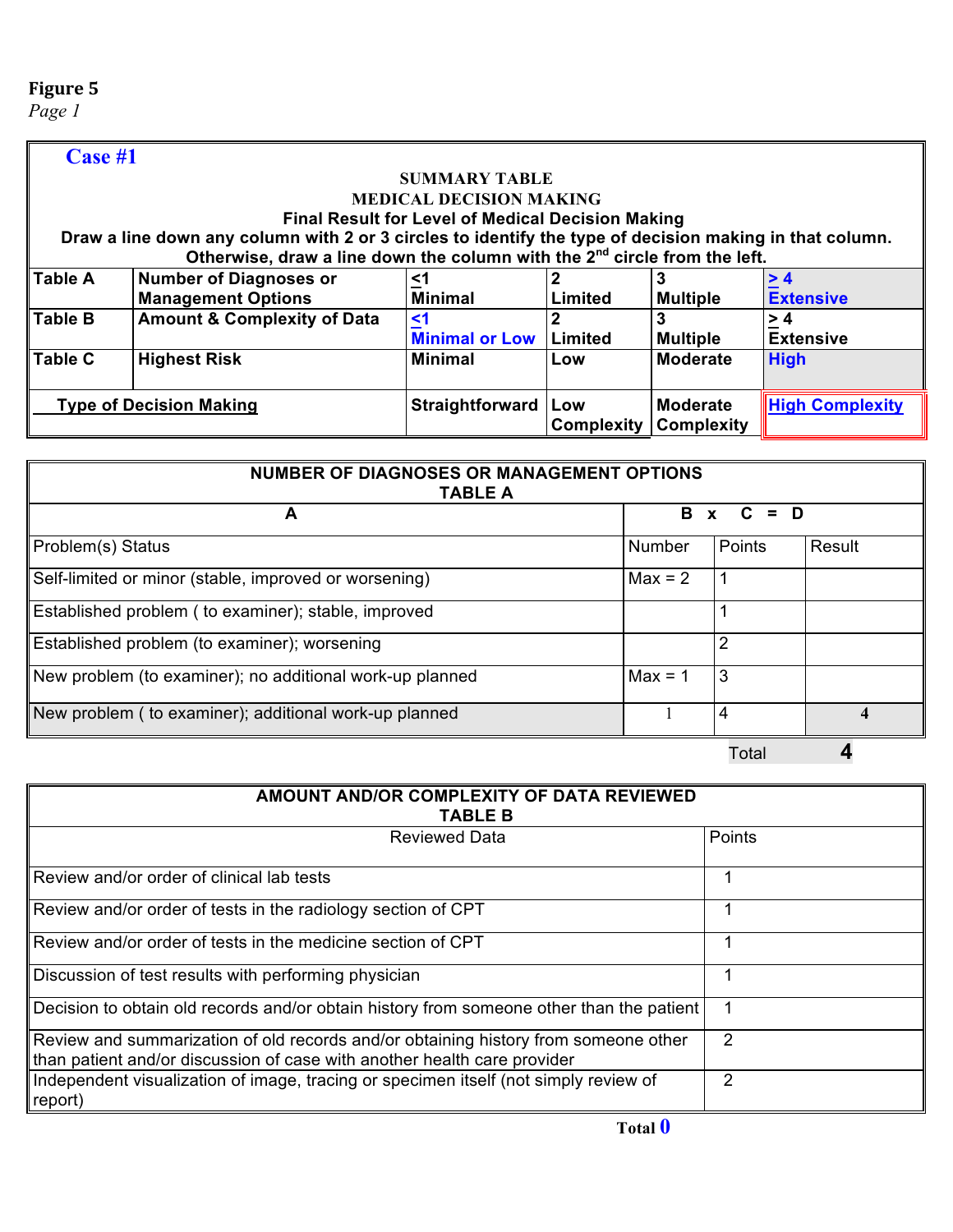**Figure 5**

*Page 1*

**Case #1**

**SUMMARY TABLE**
**MEDICAL DECISION MAKING**
**Final Result for Level of Medical Decision Making**
**Draw a line down any column with 2 or 3 circles to identify the type of decision making in that column. Otherwise, draw a line down the column with the 2nd circle from the left.**

| | | | | | |
|---|---|---|---|---|---|
| **Table A** | **Number of Diagnoses or Management Options** | **≤1 Minimal** | **2 Limited** | **3 Multiple** | **≥ 4 Extensive** |
| **Table B** | **Amount & Complexity of Data** | **≤1 Minimal or Low** | **2 Limited** | **3 Multiple** | **≥ 4 Extensive** |
| **Table C** | **Highest Risk** | **Minimal** | **Low** | **Moderate** | **High** |
| **Type of Decision Making** | | **Straightforward** | **Low Complexity** | **Moderate Complexity** | **High Complexity** |

**NUMBER OF DIAGNOSES OR MANAGEMENT OPTIONS**
**TABLE A**

| A | B | C | D |
|---|---|---|---|
| Problem(s) Status | Number | Points | Result |
| Self-limited or minor (stable, improved or worsening) | Max = 2 | 1 | |
| Established problem ( to examiner); stable, improved | | 1 | |
| Established problem (to examiner); worsening | | 2 | |
| New problem (to examiner); no additional work-up planned | Max = 1 | 3 | |
| New problem ( to examiner); additional work-up planned | 1 | 4 | 4 |
| | | Total | 4 |

**AMOUNT AND/OR COMPLEXITY OF DATA REVIEWED**
**TABLE B**

| Reviewed Data | Points |
|---|---|
| Review and/or order of clinical lab tests | 1 |
| Review and/or order of tests in the radiology section of CPT | 1 |
| Review and/or order of tests in the medicine section of CPT | 1 |
| Discussion of test results with performing physician | 1 |
| Decision to obtain old records and/or obtain history from someone other than the patient | 1 |
| Review and summarization of old records and/or obtaining history from someone other than patient and/or discussion of case with another health care provider | 2 |
| Independent visualization of image, tracing or specimen itself (not simply review of report) | 2 |
| **Total** | **0** |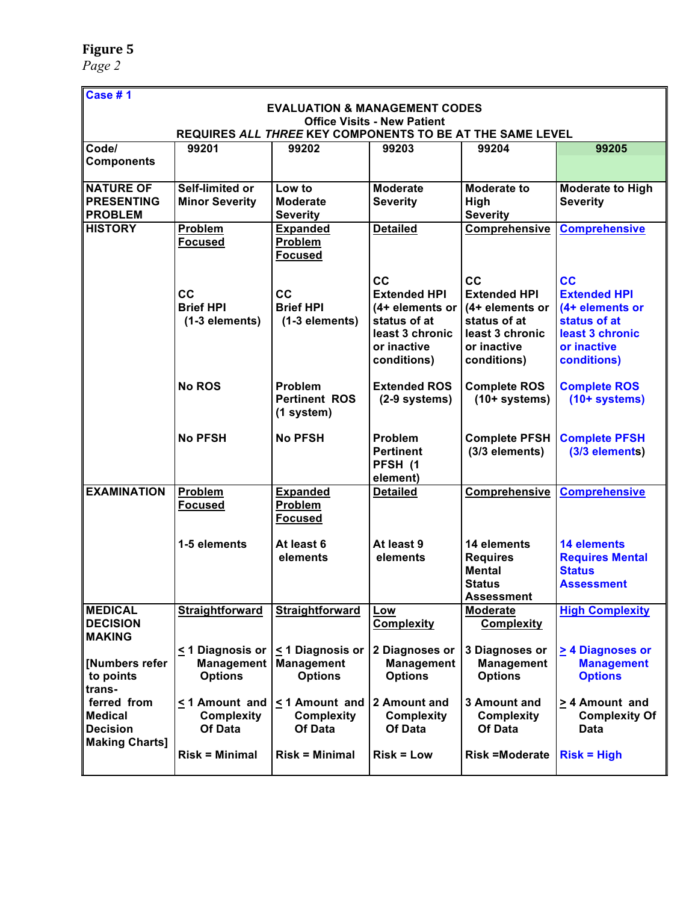**Figure 5**
*Page 2*

**Case # 1**

**EVALUATION & MANAGEMENT CODES**
**Office Visits - New Patient**
**REQUIRES *ALL THREE* KEY COMPONENTS TO BE AT THE SAME LEVEL**

| Code/ Components | 99201 | 99202 | 99203 | 99204 | 99205 |
|---|---|---|---|---|---|
| **NATURE OF PRESENTING PROBLEM** | Self-limited or Minor Severity | Low to Moderate Severity | Moderate Severity | Moderate to High Severity | Moderate to High Severity |
| **HISTORY** | Problem Focused<br><br>CC<br>Brief HPI (1-3 elements)<br><br>No ROS<br><br>No PFSH | Expanded Problem Focused<br><br>CC<br>Brief HPI (1-3 elements)<br><br>Problem Pertinent ROS (1 system)<br><br>No PFSH | Detailed<br><br>CC<br>Extended HPI (4+ elements or status of at least 3 chronic or inactive conditions)<br><br>Extended ROS (2-9 systems)<br><br>Problem Pertinent PFSH (1 element) | Comprehensive<br><br>CC<br>Extended HPI (4+ elements or status of at least 3 chronic or inactive conditions)<br><br>Complete ROS (10+ systems)<br><br>Complete PFSH (3/3 elements) | Comprehensive<br><br>CC<br>Extended HPI (4+ elements or status of at least 3 chronic or inactive conditions)<br><br>Complete ROS (10+ systems)<br><br>Complete PFSH (3/3 elements) |
| **EXAMINATION** | Problem Focused<br><br>1-5 elements | Expanded Problem Focused<br><br>At least 6 elements | Detailed<br><br>At least 9 elements | Comprehensive<br><br>14 elements Requires Mental Status Assessment | Comprehensive<br><br>14 elements Requires Mental Status Assessment |
| **MEDICAL DECISION MAKING**<br><br>[Numbers refer to points transferred from Medical Decision Making Charts] | Straightforward<br><br>≤ 1 Diagnosis or Management Options<br><br>≤ 1 Amount and Complexity Of Data<br><br>Risk = Minimal | Straightforward<br><br>≤ 1 Diagnosis or Management Options<br><br>≤ 1 Amount and Complexity Of Data<br><br>Risk = Minimal | Low Complexity<br><br>2 Diagnoses or Management Options<br><br>2 Amount and Complexity Of Data<br><br>Risk = Low | Moderate Complexity<br><br>3 Diagnoses or Management Options<br><br>3 Amount and Complexity Of Data<br><br>Risk =Moderate | High Complexity<br><br>≥ 4 Diagnoses or Management Options<br><br>≥ 4 Amount and Complexity Of Data<br><br>Risk = High |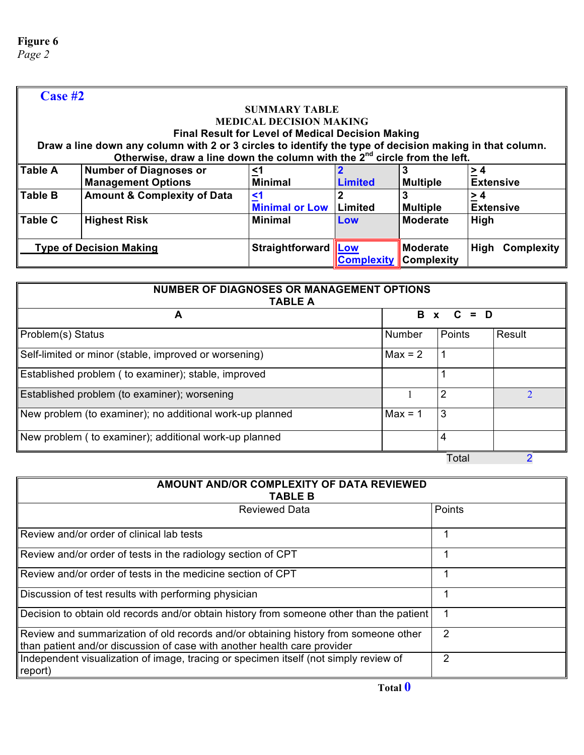**Figure 6**
*Page 2*

## Case #2

**SUMMARY TABLE**
**MEDICAL DECISION MAKING**
**Final Result for Level of Medical Decision Making**
**Draw a line down any column with 2 or 3 circles to identify the type of decision making in that column. Otherwise, draw a line down the column with the 2nd circle from the left.**

| | | | | | |
|---|---|---|---|---|---|
| **Table A** | **Number of Diagnoses or Management Options** | **≤1 Minimal** | **2 Limited** | **3 Multiple** | **≥ 4 Extensive** |
| **Table B** | **Amount & Complexity of Data** | **≤1 Minimal or Low** | **2 Limited** | **3 Multiple** | **≥ 4 Extensive** |
| **Table C** | **Highest Risk** | **Minimal** | **Low** | **Moderate** | **High** |
| **Type of Decision Making** | | **Straightforward** | **Low Complexity** | **Moderate Complexity** | **High Complexity** |

| **NUMBER OF DIAGNOSES OR MANAGEMENT OPTIONS TABLE A** | | | |
|---|---|---|---|
| **A** | **B** | **x C** | **= D** |
| Problem(s) Status | Number | Points | Result |
| Self-limited or minor (stable, improved or worsening) | Max = 2 | 1 | |
| Established problem ( to examiner); stable, improved | | 1 | |
| Established problem (to examiner); worsening | 1 | 2 | 2 |
| New problem (to examiner); no additional work-up planned | Max = 1 | 3 | |
| New problem ( to examiner); additional work-up planned | | 4 | |
| | | Total | 2 |

| **AMOUNT AND/OR COMPLEXITY OF DATA REVIEWED TABLE B** | |
|---|---|
| Reviewed Data | Points |
| Review and/or order of clinical lab tests | 1 |
| Review and/or order of tests in the radiology section of CPT | 1 |
| Review and/or order of tests in the medicine section of CPT | 1 |
| Discussion of test results with performing physician | 1 |
| Decision to obtain old records and/or obtain history from someone other than the patient | 1 |
| Review and summarization of old records and/or obtaining history from someone other than patient and/or discussion of case with another health care provider | 2 |
| Independent visualization of image, tracing or specimen itself (not simply review of report) | 2 |
| **Total** | **0** |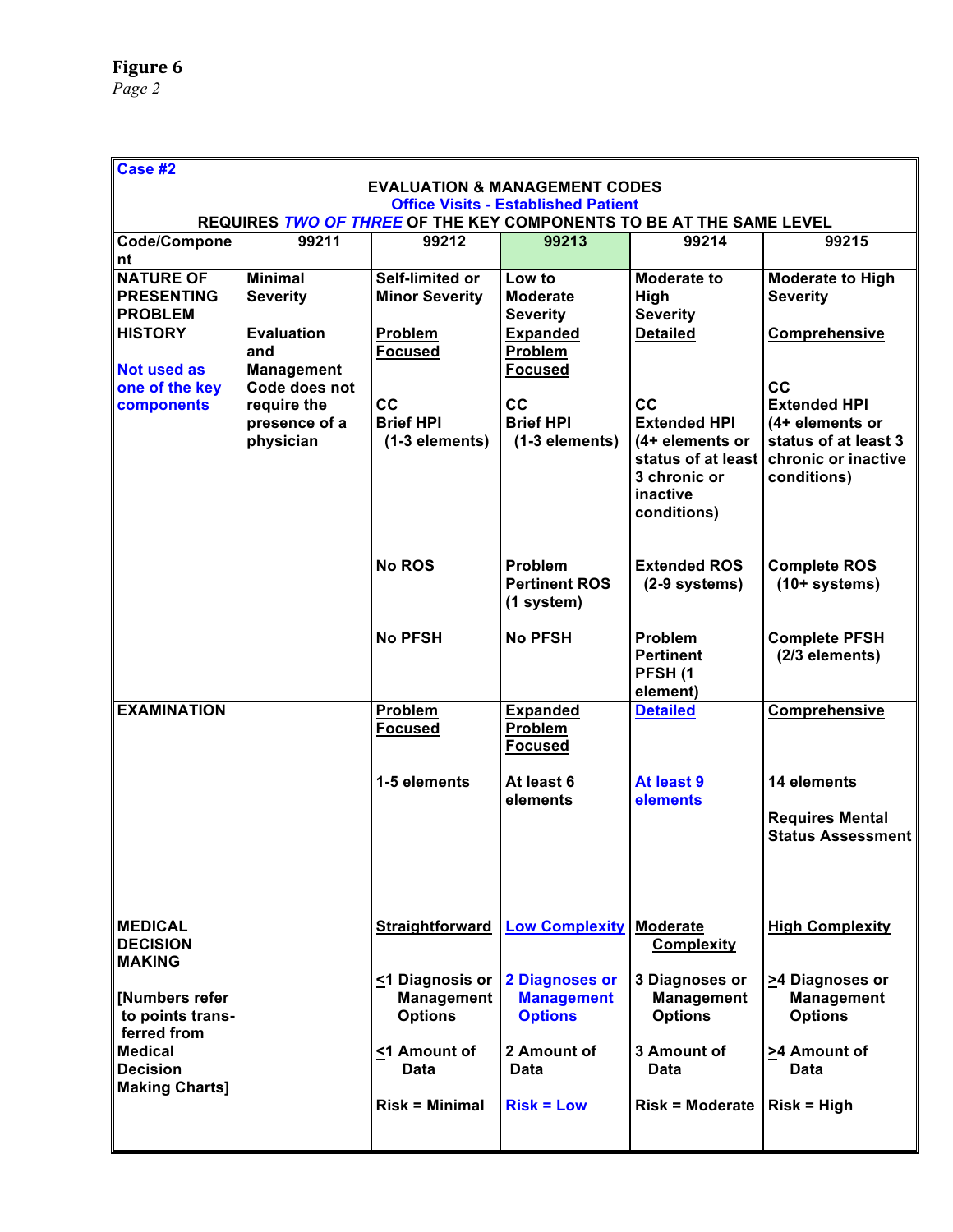**Figure 6**
*Page 2*

| Case #2 | | | | | |
|---|---|---|---|---|---|
| **EVALUATION & MANAGEMENT CODES**<br>**Office Visits - Established Patient**<br>**REQUIRES *TWO OF THREE* OF THE KEY COMPONENTS TO BE AT THE SAME LEVEL** | | | | | |
| **Code/Component** | **99211** | **99212** | **99213** | **99214** | **99215** |
| **NATURE OF PRESENTING PROBLEM** | **Minimal Severity** | **Self-limited or Minor Severity** | **Low to Moderate Severity** | **Moderate to High Severity** | **Moderate to High Severity** |
| **HISTORY**<br><br>**Not used as one of the key components** | **Evaluation and Management Code does not require the presence of a physician** | **Problem Focused**<br><br>**CC**<br>**Brief HPI (1-3 elements)**<br><br>**No ROS**<br><br>**No PFSH** | **Expanded Problem Focused**<br><br>**CC**<br>**Brief HPI (1-3 elements)**<br><br>**Problem Pertinent ROS (1 system)**<br><br>**No PFSH** | **Detailed**<br><br>**CC**<br>**Extended HPI (4+ elements or status of at least 3 chronic or inactive conditions)**<br><br>**Extended ROS (2-9 systems)**<br><br>**Problem Pertinent PFSH (1 element)** | **Comprehensive**<br><br>**CC**<br>**Extended HPI (4+ elements or status of at least 3 chronic or inactive conditions)**<br><br>**Complete ROS (10+ systems)**<br><br>**Complete PFSH (2/3 elements)** |
| **EXAMINATION** | | **Problem Focused**<br><br>**1-5 elements** | **Expanded Problem Focused**<br><br>**At least 6 elements** | **Detailed**<br><br>**At least 9 elements** | **Comprehensive**<br><br>**14 elements**<br><br>**Requires Mental Status Assessment** |
| **MEDICAL DECISION MAKING**<br><br>**[Numbers refer to points transferred from Medical Decision Making Charts]** | | **Straightforward**<br><br>**≤1 Diagnosis or Management Options**<br><br>**≤1 Amount of Data**<br><br>**Risk = Minimal** | **Low Complexity**<br><br>**2 Diagnoses or Management Options**<br><br>**2 Amount of Data**<br><br>**Risk = Low** | **Moderate Complexity**<br><br>**3 Diagnoses or Management Options**<br><br>**3 Amount of Data**<br><br>**Risk = Moderate** | **High Complexity**<br><br>**≥4 Diagnoses or Management Options**<br><br>**≥4 Amount of Data**<br><br>**Risk = High** |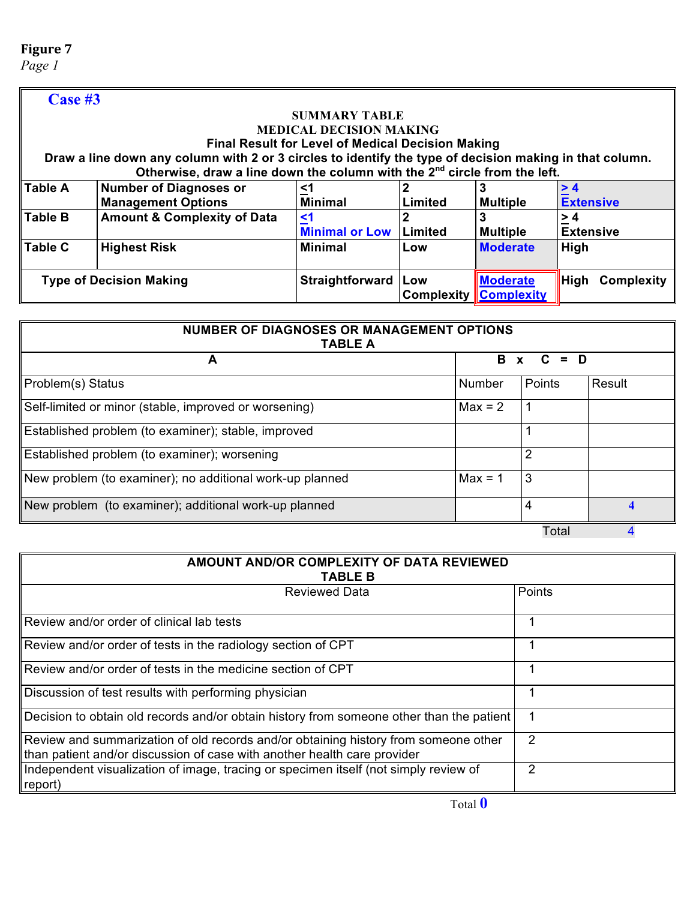**Figure 7**
*Page 1*

## Case #3

**SUMMARY TABLE**
**MEDICAL DECISION MAKING**
**Final Result for Level of Medical Decision Making**
**Draw a line down any column with 2 or 3 circles to identify the type of decision making in that column. Otherwise, draw a line down the column with the 2nd circle from the left.**

| | | | | | |
|---|---|---|---|---|---|
| **Table A** | **Number of Diagnoses or Management Options** | **≤1 Minimal** | **2 Limited** | **3 Multiple** | **≥ 4 Extensive** |
| **Table B** | **Amount & Complexity of Data** | **≤1 Minimal or Low** | **2 Limited** | **3 Multiple** | **≥ 4 Extensive** |
| **Table C** | **Highest Risk** | **Minimal** | **Low** | **Moderate** | **High** |
| **Type of Decision Making** | | **Straightforward** | **Low Complexity** | **Moderate Complexity** | **High Complexity** |

| NUMBER OF DIAGNOSES OR MANAGEMENT OPTIONS TABLE A | | | |
|---|---|---|---|
| **A** | **B** | **x C** | **= D** |
| Problem(s) Status | Number | Points | Result |
| Self-limited or minor (stable, improved or worsening) | Max = 2 | 1 | |
| Established problem (to examiner); stable, improved | | 1 | |
| Established problem (to examiner); worsening | | 2 | |
| New problem (to examiner); no additional work-up planned | Max = 1 | 3 | |
| New problem (to examiner); additional work-up planned | | 4 | 4 |
| | | Total | 4 |

| AMOUNT AND/OR COMPLEXITY OF DATA REVIEWED TABLE B | |
|---|---|
| Reviewed Data | Points |
| Review and/or order of clinical lab tests | 1 |
| Review and/or order of tests in the radiology section of CPT | 1 |
| Review and/or order of tests in the medicine section of CPT | 1 |
| Discussion of test results with performing physician | 1 |
| Decision to obtain old records and/or obtain history from someone other than the patient | 1 |
| Review and summarization of old records and/or obtaining history from someone other than patient and/or discussion of case with another health care provider | 2 |
| Independent visualization of image, tracing or specimen itself (not simply review of report) | 2 |
| Total | 0 |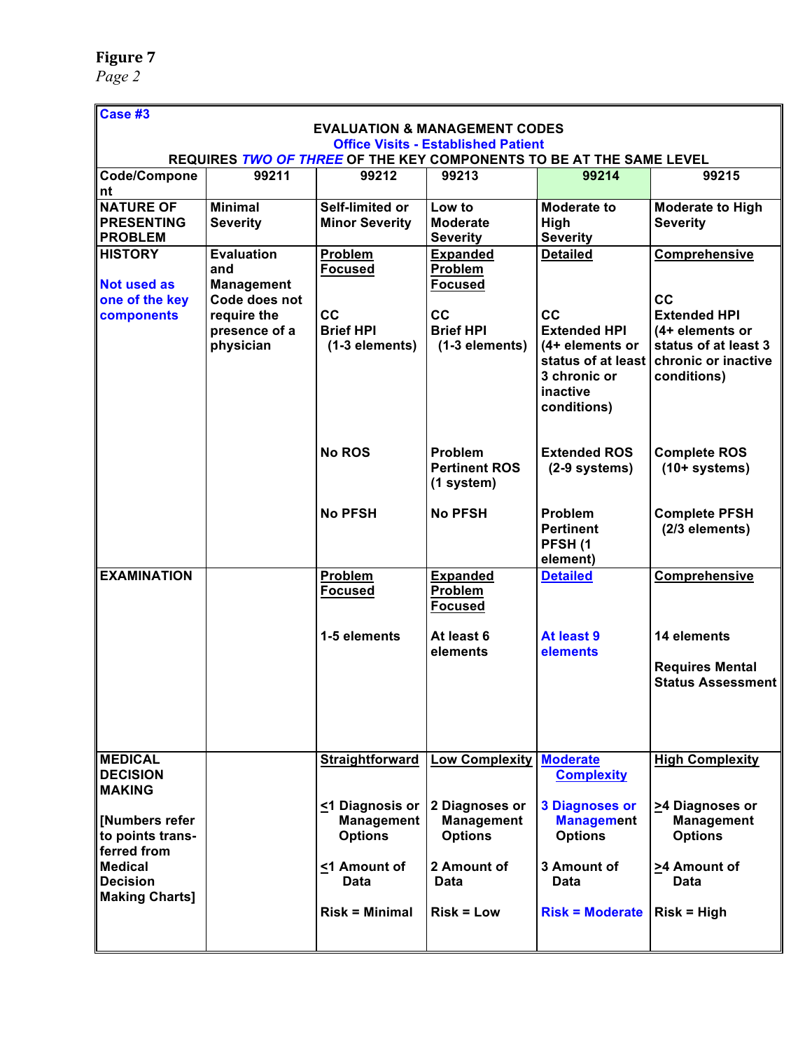**Figure 7**
*Page 2*

| Case #3 | | | | | |
|---|---|---|---|---|---|
| **EVALUATION & MANAGEMENT CODES** | | | | | |
| **Office Visits - Established Patient** | | | | | |
| **REQUIRES *TWO OF THREE* OF THE KEY COMPONENTS TO BE AT THE SAME LEVEL** | | | | | |
| **Code/Component** | **99211** | **99212** | **99213** | **99214** | **99215** |
| **NATURE OF PRESENTING PROBLEM** | **Minimal Severity** | **Self-limited or Minor Severity** | **Low to Moderate Severity** | **Moderate to High Severity** | **Moderate to High Severity** |
| **HISTORY** <br><br> **Not used as one of the key components** | **Evaluation and Management Code does not require the presence of a physician** | **Problem Focused** <br><br> **CC** <br> **Brief HPI (1-3 elements)** <br><br> **No ROS** <br><br> **No PFSH** | **Expanded Problem Focused** <br><br> **CC** <br> **Brief HPI (1-3 elements)** <br><br> **Problem Pertinent ROS (1 system)** <br><br> **No PFSH** | **Detailed** <br><br> **CC** <br> **Extended HPI (4+ elements or status of at least 3 chronic or inactive conditions)** <br><br> **Extended ROS (2-9 systems)** <br><br> **Problem Pertinent PFSH (1 element)** | **Comprehensive** <br><br> **CC** <br> **Extended HPI (4+ elements or status of at least 3 chronic or inactive conditions)** <br><br> **Complete ROS (10+ systems)** <br><br> **Complete PFSH (2/3 elements)** |
| **EXAMINATION** | | **Problem Focused** <br><br> **1-5 elements** | **Expanded Problem Focused** <br><br> **At least 6 elements** | **Detailed** <br><br> **At least 9 elements** | **Comprehensive** <br><br> **14 elements** <br><br> **Requires Mental Status Assessment** |
| **MEDICAL DECISION MAKING** <br><br> **[Numbers refer to points transferred from Medical Decision Making Charts]** | | **Straightforward** <br><br> **≤1 Diagnosis or Management Options** <br><br> **≤1 Amount of Data** <br><br> **Risk = Minimal** | **Low Complexity** <br><br> **2 Diagnoses or Management Options** <br><br> **2 Amount of Data** <br><br> **Risk = Low** | **Moderate Complexity** <br><br> **3 Diagnoses or Management Options** <br><br> **3 Amount of Data** <br><br> **Risk = Moderate** | **High Complexity** <br><br> **≥4 Diagnoses or Management Options** <br><br> **≥4 Amount of Data** <br><br> **Risk = High** |